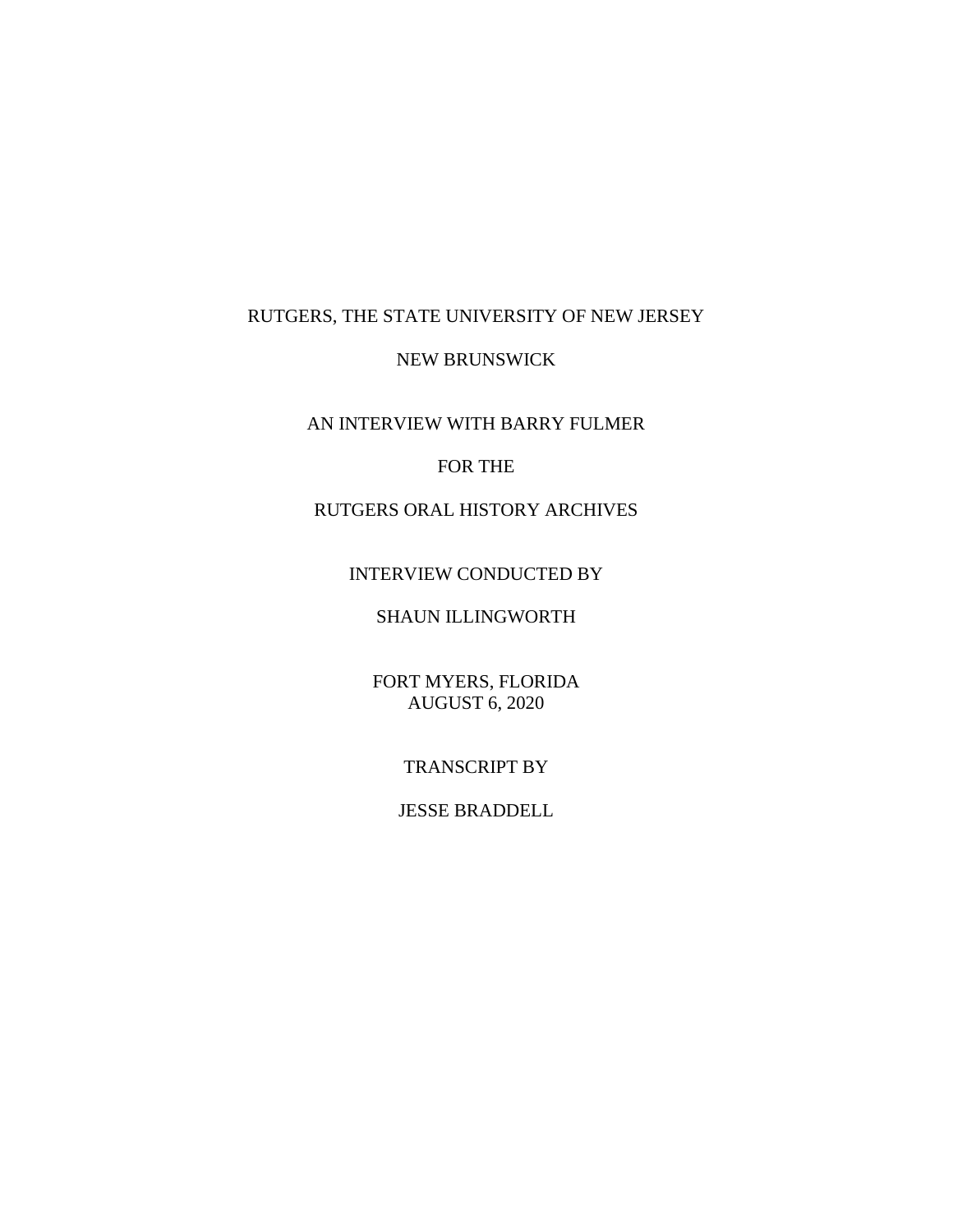RUTGERS, THE STATE UNIVERSITY OF NEW JERSEY

NEW BRUNSWICK

AN INTERVIEW WITH BARRY FULMER

FOR THE

RUTGERS ORAL HISTORY ARCHIVES

INTERVIEW CONDUCTED BY

SHAUN ILLINGWORTH

FORT MYERS, FLORIDA
AUGUST 6, 2020

TRANSCRIPT BY

JESSE BRADDELL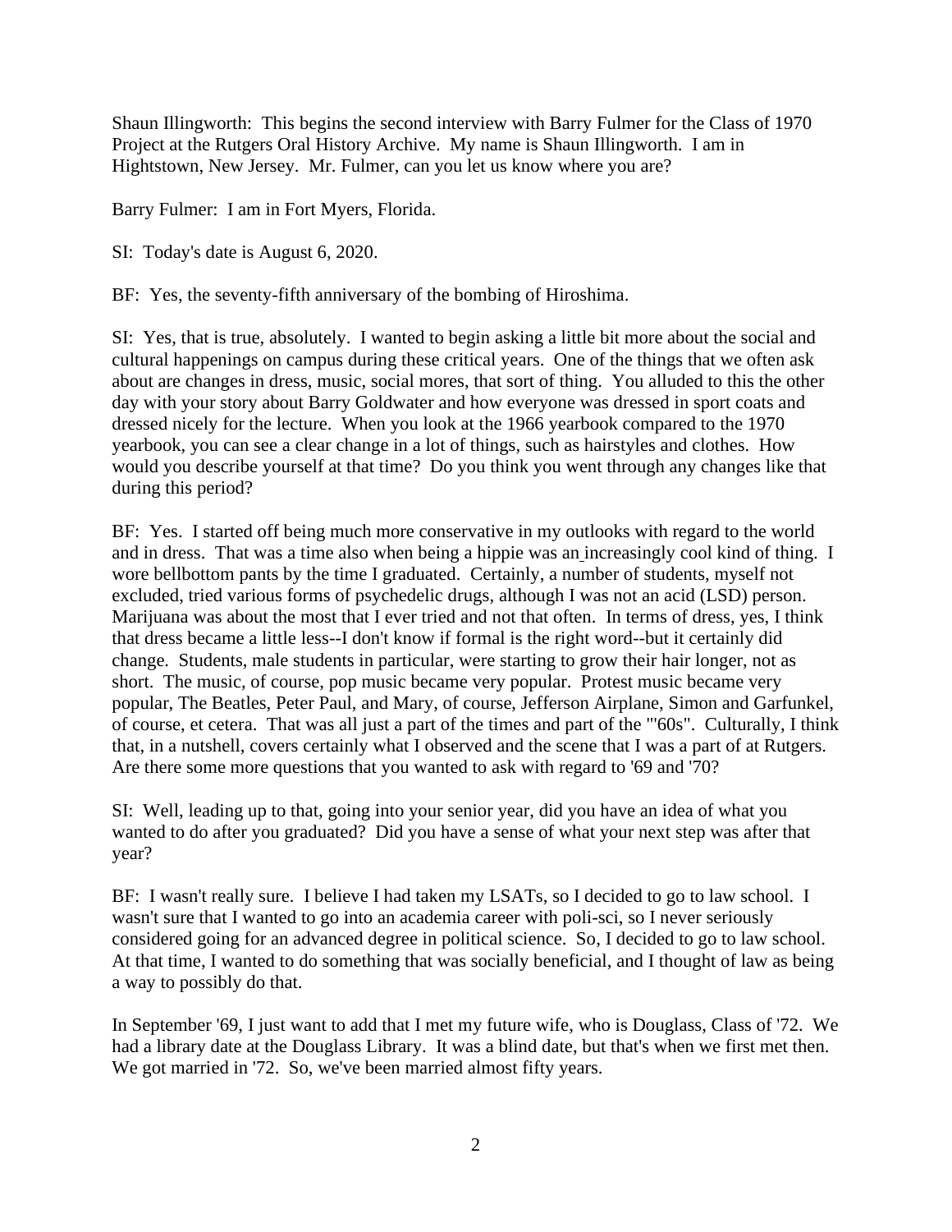Shaun Illingworth: This begins the second interview with Barry Fulmer for the Class of 1970 Project at the Rutgers Oral History Archive. My name is Shaun Illingworth. I am in Hightstown, New Jersey. Mr. Fulmer, can you let us know where you are?

Barry Fulmer: I am in Fort Myers, Florida.

SI: Today's date is August 6, 2020.

BF: Yes, the seventy-fifth anniversary of the bombing of Hiroshima.

SI: Yes, that is true, absolutely. I wanted to begin asking a little bit more about the social and cultural happenings on campus during these critical years. One of the things that we often ask about are changes in dress, music, social mores, that sort of thing. You alluded to this the other day with your story about Barry Goldwater and how everyone was dressed in sport coats and dressed nicely for the lecture. When you look at the 1966 yearbook compared to the 1970 yearbook, you can see a clear change in a lot of things, such as hairstyles and clothes. How would you describe yourself at that time? Do you think you went through any changes like that during this period?

BF: Yes. I started off being much more conservative in my outlooks with regard to the world and in dress. That was a time also when being a hippie was an increasingly cool kind of thing. I wore bellbottom pants by the time I graduated. Certainly, a number of students, myself not excluded, tried various forms of psychedelic drugs, although I was not an acid (LSD) person. Marijuana was about the most that I ever tried and not that often. In terms of dress, yes, I think that dress became a little less--I don't know if formal is the right word--but it certainly did change. Students, male students in particular, were starting to grow their hair longer, not as short. The music, of course, pop music became very popular. Protest music became very popular, The Beatles, Peter Paul, and Mary, of course, Jefferson Airplane, Simon and Garfunkel, of course, et cetera. That was all just a part of the times and part of the "'60s". Culturally, I think that, in a nutshell, covers certainly what I observed and the scene that I was a part of at Rutgers. Are there some more questions that you wanted to ask with regard to '69 and '70?

SI: Well, leading up to that, going into your senior year, did you have an idea of what you wanted to do after you graduated? Did you have a sense of what your next step was after that year?

BF: I wasn't really sure. I believe I had taken my LSATs, so I decided to go to law school. I wasn't sure that I wanted to go into an academia career with poli-sci, so I never seriously considered going for an advanced degree in political science. So, I decided to go to law school. At that time, I wanted to do something that was socially beneficial, and I thought of law as being a way to possibly do that.

In September '69, I just want to add that I met my future wife, who is Douglass, Class of '72. We had a library date at the Douglass Library. It was a blind date, but that's when we first met then. We got married in '72. So, we've been married almost fifty years.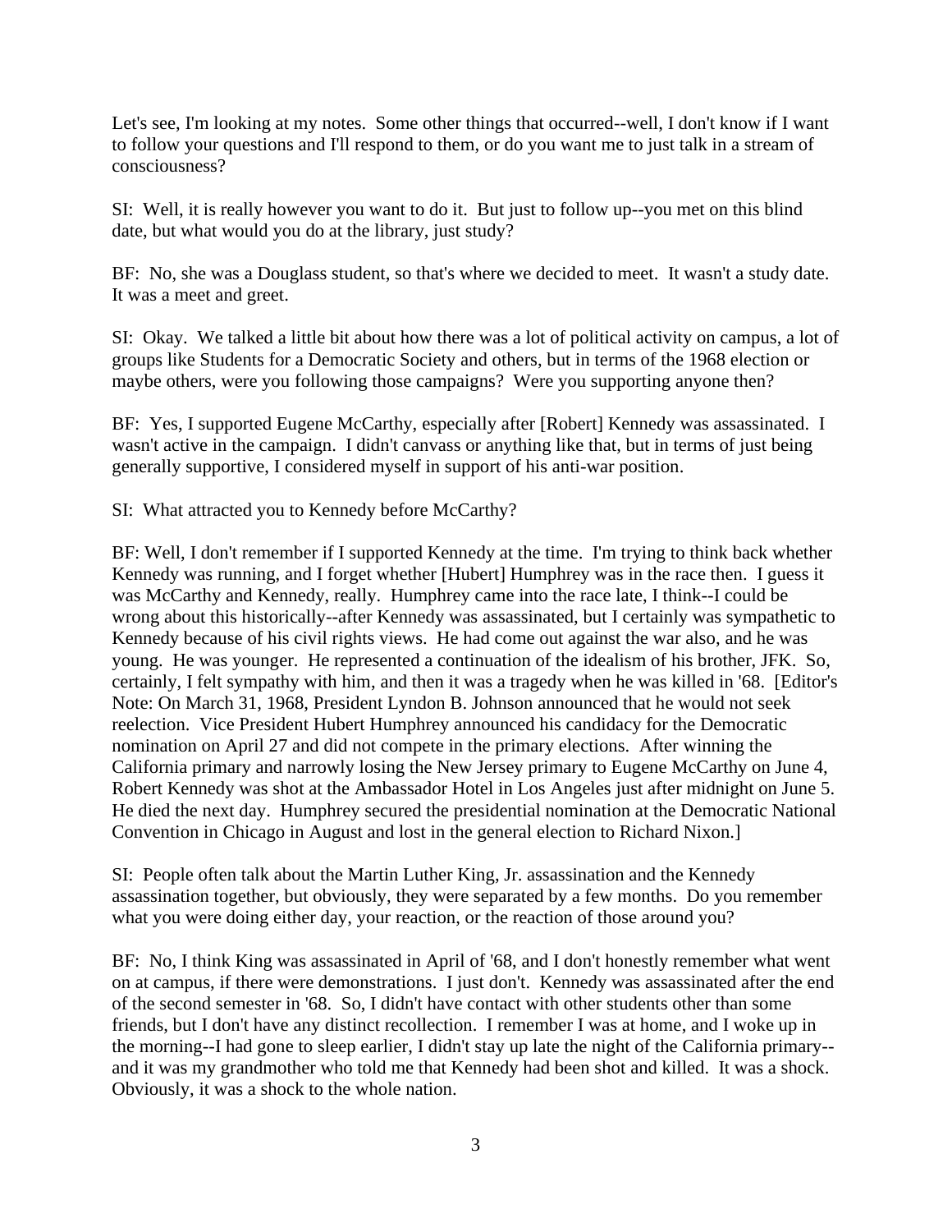Let's see, I'm looking at my notes. Some other things that occurred--well, I don't know if I want to follow your questions and I'll respond to them, or do you want me to just talk in a stream of consciousness?

SI: Well, it is really however you want to do it. But just to follow up--you met on this blind date, but what would you do at the library, just study?

BF: No, she was a Douglass student, so that's where we decided to meet. It wasn't a study date. It was a meet and greet.

SI: Okay. We talked a little bit about how there was a lot of political activity on campus, a lot of groups like Students for a Democratic Society and others, but in terms of the 1968 election or maybe others, were you following those campaigns? Were you supporting anyone then?

BF: Yes, I supported Eugene McCarthy, especially after [Robert] Kennedy was assassinated. I wasn't active in the campaign. I didn't canvass or anything like that, but in terms of just being generally supportive, I considered myself in support of his anti-war position.

SI: What attracted you to Kennedy before McCarthy?

BF: Well, I don't remember if I supported Kennedy at the time. I'm trying to think back whether Kennedy was running, and I forget whether [Hubert] Humphrey was in the race then. I guess it was McCarthy and Kennedy, really. Humphrey came into the race late, I think--I could be wrong about this historically--after Kennedy was assassinated, but I certainly was sympathetic to Kennedy because of his civil rights views. He had come out against the war also, and he was young. He was younger. He represented a continuation of the idealism of his brother, JFK. So, certainly, I felt sympathy with him, and then it was a tragedy when he was killed in '68. [Editor's Note: On March 31, 1968, President Lyndon B. Johnson announced that he would not seek reelection. Vice President Hubert Humphrey announced his candidacy for the Democratic nomination on April 27 and did not compete in the primary elections. After winning the California primary and narrowly losing the New Jersey primary to Eugene McCarthy on June 4, Robert Kennedy was shot at the Ambassador Hotel in Los Angeles just after midnight on June 5. He died the next day. Humphrey secured the presidential nomination at the Democratic National Convention in Chicago in August and lost in the general election to Richard Nixon.]

SI: People often talk about the Martin Luther King, Jr. assassination and the Kennedy assassination together, but obviously, they were separated by a few months. Do you remember what you were doing either day, your reaction, or the reaction of those around you?

BF: No, I think King was assassinated in April of '68, and I don't honestly remember what went on at campus, if there were demonstrations. I just don't. Kennedy was assassinated after the end of the second semester in '68. So, I didn't have contact with other students other than some friends, but I don't have any distinct recollection. I remember I was at home, and I woke up in the morning--I had gone to sleep earlier, I didn't stay up late the night of the California primary--and it was my grandmother who told me that Kennedy had been shot and killed. It was a shock. Obviously, it was a shock to the whole nation.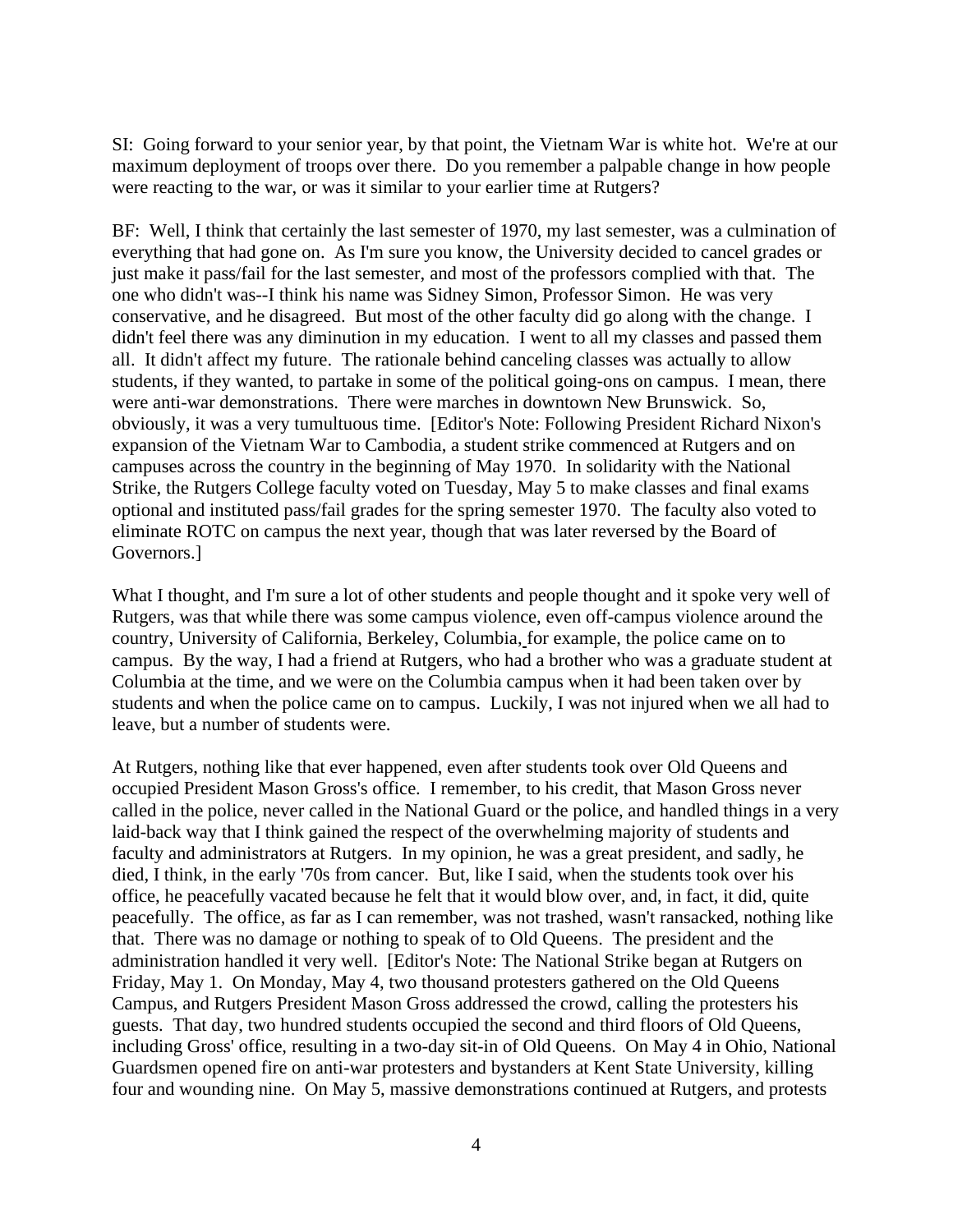SI: Going forward to your senior year, by that point, the Vietnam War is white hot. We're at our maximum deployment of troops over there. Do you remember a palpable change in how people were reacting to the war, or was it similar to your earlier time at Rutgers?

BF: Well, I think that certainly the last semester of 1970, my last semester, was a culmination of everything that had gone on. As I'm sure you know, the University decided to cancel grades or just make it pass/fail for the last semester, and most of the professors complied with that. The one who didn't was--I think his name was Sidney Simon, Professor Simon. He was very conservative, and he disagreed. But most of the other faculty did go along with the change. I didn't feel there was any diminution in my education. I went to all my classes and passed them all. It didn't affect my future. The rationale behind canceling classes was actually to allow students, if they wanted, to partake in some of the political going-ons on campus. I mean, there were anti-war demonstrations. There were marches in downtown New Brunswick. So, obviously, it was a very tumultuous time. [Editor's Note: Following President Richard Nixon's expansion of the Vietnam War to Cambodia, a student strike commenced at Rutgers and on campuses across the country in the beginning of May 1970. In solidarity with the National Strike, the Rutgers College faculty voted on Tuesday, May 5 to make classes and final exams optional and instituted pass/fail grades for the spring semester 1970. The faculty also voted to eliminate ROTC on campus the next year, though that was later reversed by the Board of Governors.]

What I thought, and I'm sure a lot of other students and people thought and it spoke very well of Rutgers, was that while there was some campus violence, even off-campus violence around the country, University of California, Berkeley, Columbia, for example, the police came on to campus. By the way, I had a friend at Rutgers, who had a brother who was a graduate student at Columbia at the time, and we were on the Columbia campus when it had been taken over by students and when the police came on to campus. Luckily, I was not injured when we all had to leave, but a number of students were.

At Rutgers, nothing like that ever happened, even after students took over Old Queens and occupied President Mason Gross's office. I remember, to his credit, that Mason Gross never called in the police, never called in the National Guard or the police, and handled things in a very laid-back way that I think gained the respect of the overwhelming majority of students and faculty and administrators at Rutgers. In my opinion, he was a great president, and sadly, he died, I think, in the early '70s from cancer. But, like I said, when the students took over his office, he peacefully vacated because he felt that it would blow over, and, in fact, it did, quite peacefully. The office, as far as I can remember, was not trashed, wasn't ransacked, nothing like that. There was no damage or nothing to speak of to Old Queens. The president and the administration handled it very well. [Editor's Note: The National Strike began at Rutgers on Friday, May 1. On Monday, May 4, two thousand protesters gathered on the Old Queens Campus, and Rutgers President Mason Gross addressed the crowd, calling the protesters his guests. That day, two hundred students occupied the second and third floors of Old Queens, including Gross' office, resulting in a two-day sit-in of Old Queens. On May 4 in Ohio, National Guardsmen opened fire on anti-war protesters and bystanders at Kent State University, killing four and wounding nine. On May 5, massive demonstrations continued at Rutgers, and protests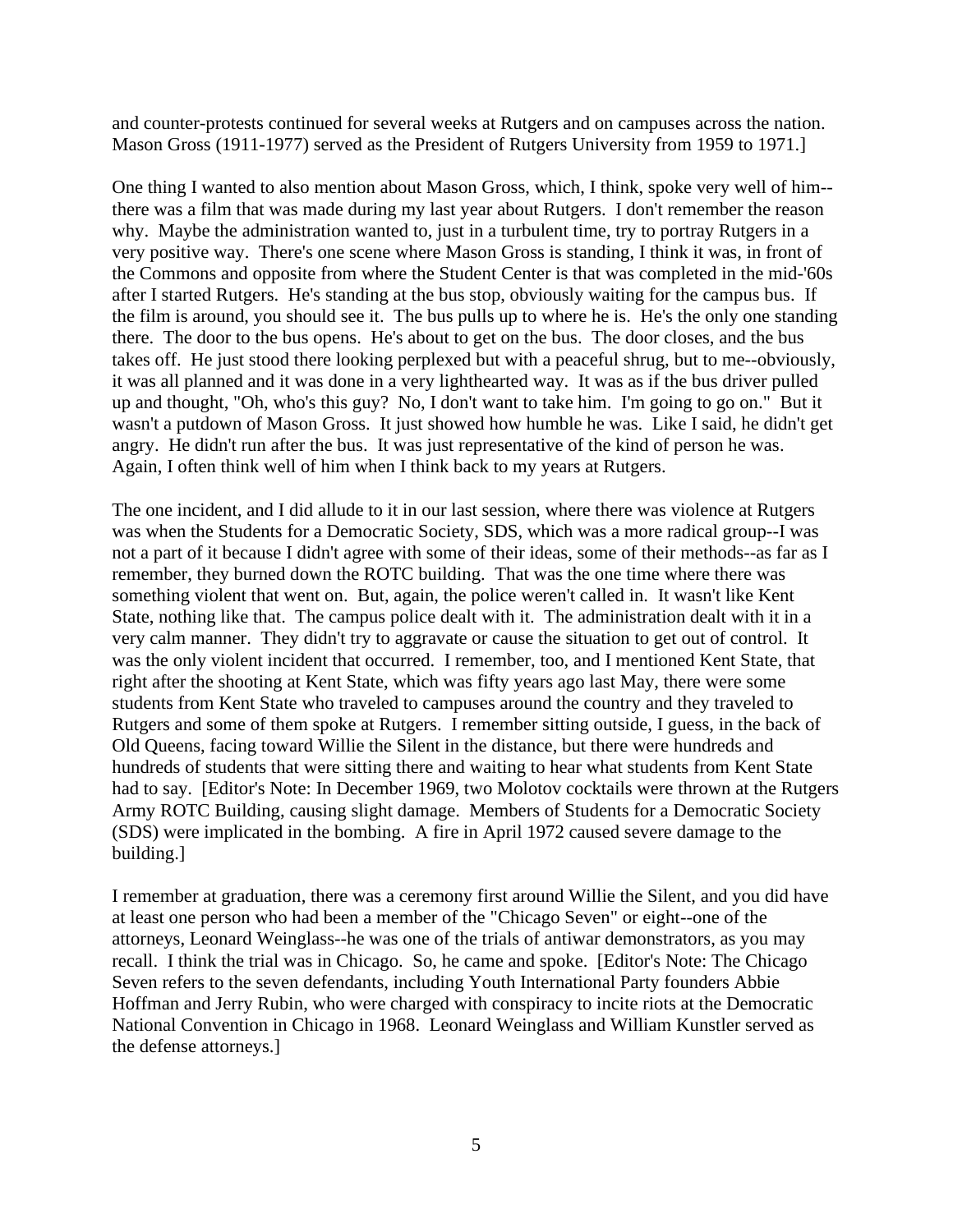and counter-protests continued for several weeks at Rutgers and on campuses across the nation. Mason Gross (1911-1977) served as the President of Rutgers University from 1959 to 1971.]

One thing I wanted to also mention about Mason Gross, which, I think, spoke very well of him--there was a film that was made during my last year about Rutgers. I don't remember the reason why. Maybe the administration wanted to, just in a turbulent time, try to portray Rutgers in a very positive way. There's one scene where Mason Gross is standing, I think it was, in front of the Commons and opposite from where the Student Center is that was completed in the mid-'60s after I started Rutgers. He's standing at the bus stop, obviously waiting for the campus bus. If the film is around, you should see it. The bus pulls up to where he is. He's the only one standing there. The door to the bus opens. He's about to get on the bus. The door closes, and the bus takes off. He just stood there looking perplexed but with a peaceful shrug, but to me--obviously, it was all planned and it was done in a very lighthearted way. It was as if the bus driver pulled up and thought, "Oh, who's this guy? No, I don't want to take him. I'm going to go on." But it wasn't a putdown of Mason Gross. It just showed how humble he was. Like I said, he didn't get angry. He didn't run after the bus. It was just representative of the kind of person he was. Again, I often think well of him when I think back to my years at Rutgers.

The one incident, and I did allude to it in our last session, where there was violence at Rutgers was when the Students for a Democratic Society, SDS, which was a more radical group--I was not a part of it because I didn't agree with some of their ideas, some of their methods--as far as I remember, they burned down the ROTC building. That was the one time where there was something violent that went on. But, again, the police weren't called in. It wasn't like Kent State, nothing like that. The campus police dealt with it. The administration dealt with it in a very calm manner. They didn't try to aggravate or cause the situation to get out of control. It was the only violent incident that occurred. I remember, too, and I mentioned Kent State, that right after the shooting at Kent State, which was fifty years ago last May, there were some students from Kent State who traveled to campuses around the country and they traveled to Rutgers and some of them spoke at Rutgers. I remember sitting outside, I guess, in the back of Old Queens, facing toward Willie the Silent in the distance, but there were hundreds and hundreds of students that were sitting there and waiting to hear what students from Kent State had to say. [Editor's Note: In December 1969, two Molotov cocktails were thrown at the Rutgers Army ROTC Building, causing slight damage. Members of Students for a Democratic Society (SDS) were implicated in the bombing. A fire in April 1972 caused severe damage to the building.]

I remember at graduation, there was a ceremony first around Willie the Silent, and you did have at least one person who had been a member of the "Chicago Seven" or eight--one of the attorneys, Leonard Weinglass--he was one of the trials of antiwar demonstrators, as you may recall. I think the trial was in Chicago. So, he came and spoke. [Editor's Note: The Chicago Seven refers to the seven defendants, including Youth International Party founders Abbie Hoffman and Jerry Rubin, who were charged with conspiracy to incite riots at the Democratic National Convention in Chicago in 1968. Leonard Weinglass and William Kunstler served as the defense attorneys.]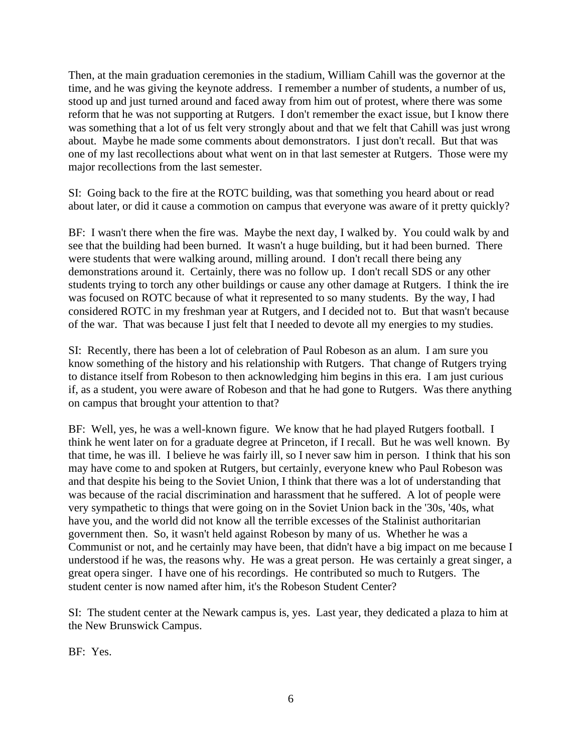Then, at the main graduation ceremonies in the stadium, William Cahill was the governor at the time, and he was giving the keynote address. I remember a number of students, a number of us, stood up and just turned around and faced away from him out of protest, where there was some reform that he was not supporting at Rutgers. I don't remember the exact issue, but I know there was something that a lot of us felt very strongly about and that we felt that Cahill was just wrong about. Maybe he made some comments about demonstrators. I just don't recall. But that was one of my last recollections about what went on in that last semester at Rutgers. Those were my major recollections from the last semester.

SI: Going back to the fire at the ROTC building, was that something you heard about or read about later, or did it cause a commotion on campus that everyone was aware of it pretty quickly?

BF: I wasn't there when the fire was. Maybe the next day, I walked by. You could walk by and see that the building had been burned. It wasn't a huge building, but it had been burned. There were students that were walking around, milling around. I don't recall there being any demonstrations around it. Certainly, there was no follow up. I don't recall SDS or any other students trying to torch any other buildings or cause any other damage at Rutgers. I think the ire was focused on ROTC because of what it represented to so many students. By the way, I had considered ROTC in my freshman year at Rutgers, and I decided not to. But that wasn't because of the war. That was because I just felt that I needed to devote all my energies to my studies.

SI: Recently, there has been a lot of celebration of Paul Robeson as an alum. I am sure you know something of the history and his relationship with Rutgers. That change of Rutgers trying to distance itself from Robeson to then acknowledging him begins in this era. I am just curious if, as a student, you were aware of Robeson and that he had gone to Rutgers. Was there anything on campus that brought your attention to that?

BF: Well, yes, he was a well-known figure. We know that he had played Rutgers football. I think he went later on for a graduate degree at Princeton, if I recall. But he was well known. By that time, he was ill. I believe he was fairly ill, so I never saw him in person. I think that his son may have come to and spoken at Rutgers, but certainly, everyone knew who Paul Robeson was and that despite his being to the Soviet Union, I think that there was a lot of understanding that was because of the racial discrimination and harassment that he suffered. A lot of people were very sympathetic to things that were going on in the Soviet Union back in the '30s, '40s, what have you, and the world did not know all the terrible excesses of the Stalinist authoritarian government then. So, it wasn't held against Robeson by many of us. Whether he was a Communist or not, and he certainly may have been, that didn't have a big impact on me because I understood if he was, the reasons why. He was a great person. He was certainly a great singer, a great opera singer. I have one of his recordings. He contributed so much to Rutgers. The student center is now named after him, it's the Robeson Student Center?

SI: The student center at the Newark campus is, yes. Last year, they dedicated a plaza to him at the New Brunswick Campus.

BF: Yes.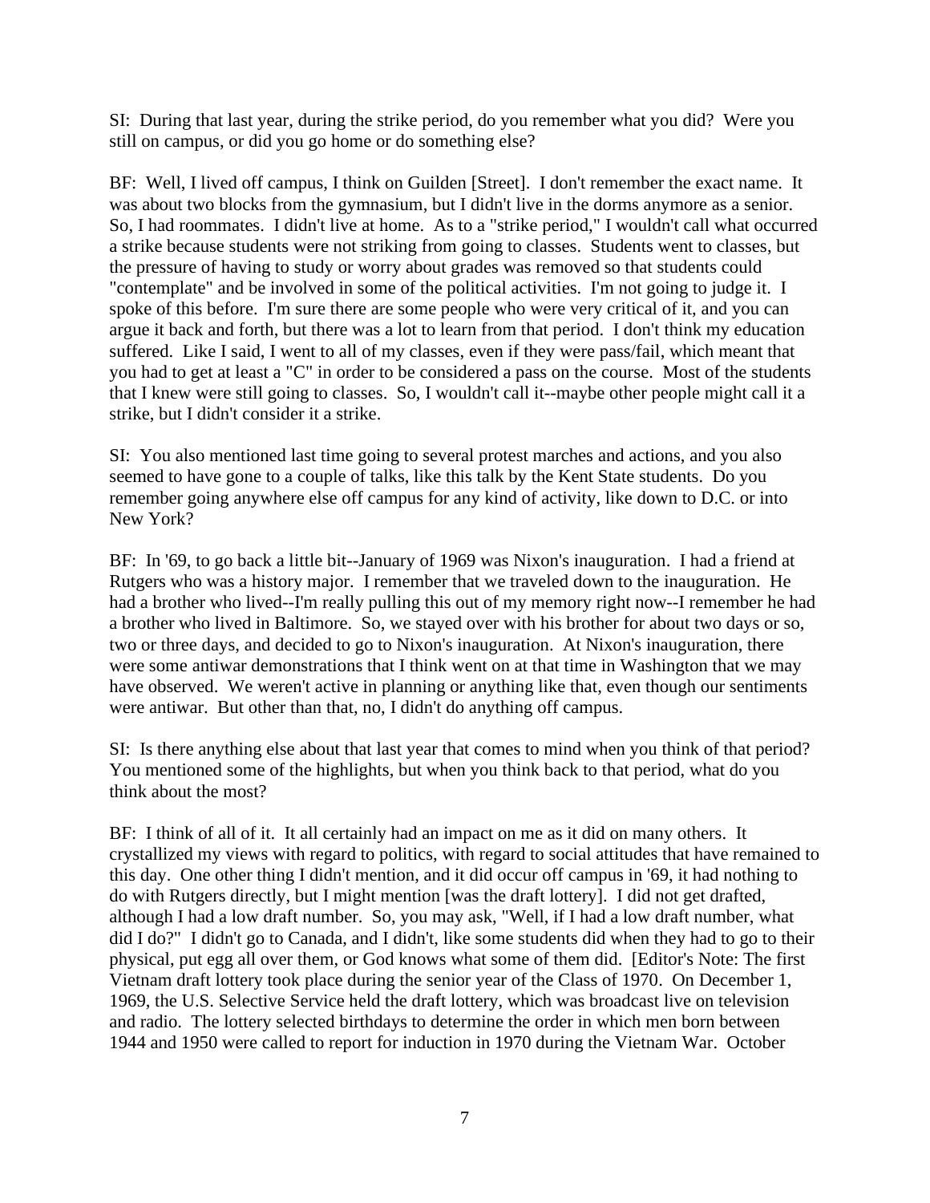SI: During that last year, during the strike period, do you remember what you did? Were you still on campus, or did you go home or do something else?

BF: Well, I lived off campus, I think on Guilden [Street]. I don't remember the exact name. It was about two blocks from the gymnasium, but I didn't live in the dorms anymore as a senior. So, I had roommates. I didn't live at home. As to a "strike period," I wouldn't call what occurred a strike because students were not striking from going to classes. Students went to classes, but the pressure of having to study or worry about grades was removed so that students could "contemplate" and be involved in some of the political activities. I'm not going to judge it. I spoke of this before. I'm sure there are some people who were very critical of it, and you can argue it back and forth, but there was a lot to learn from that period. I don't think my education suffered. Like I said, I went to all of my classes, even if they were pass/fail, which meant that you had to get at least a "C" in order to be considered a pass on the course. Most of the students that I knew were still going to classes. So, I wouldn't call it--maybe other people might call it a strike, but I didn't consider it a strike.

SI: You also mentioned last time going to several protest marches and actions, and you also seemed to have gone to a couple of talks, like this talk by the Kent State students. Do you remember going anywhere else off campus for any kind of activity, like down to D.C. or into New York?

BF: In '69, to go back a little bit--January of 1969 was Nixon's inauguration. I had a friend at Rutgers who was a history major. I remember that we traveled down to the inauguration. He had a brother who lived--I'm really pulling this out of my memory right now--I remember he had a brother who lived in Baltimore. So, we stayed over with his brother for about two days or so, two or three days, and decided to go to Nixon's inauguration. At Nixon's inauguration, there were some antiwar demonstrations that I think went on at that time in Washington that we may have observed. We weren't active in planning or anything like that, even though our sentiments were antiwar. But other than that, no, I didn't do anything off campus.

SI: Is there anything else about that last year that comes to mind when you think of that period? You mentioned some of the highlights, but when you think back to that period, what do you think about the most?

BF: I think of all of it. It all certainly had an impact on me as it did on many others. It crystallized my views with regard to politics, with regard to social attitudes that have remained to this day. One other thing I didn't mention, and it did occur off campus in '69, it had nothing to do with Rutgers directly, but I might mention [was the draft lottery]. I did not get drafted, although I had a low draft number. So, you may ask, "Well, if I had a low draft number, what did I do?" I didn't go to Canada, and I didn't, like some students did when they had to go to their physical, put egg all over them, or God knows what some of them did. [Editor's Note: The first Vietnam draft lottery took place during the senior year of the Class of 1970. On December 1, 1969, the U.S. Selective Service held the draft lottery, which was broadcast live on television and radio. The lottery selected birthdays to determine the order in which men born between 1944 and 1950 were called to report for induction in 1970 during the Vietnam War. October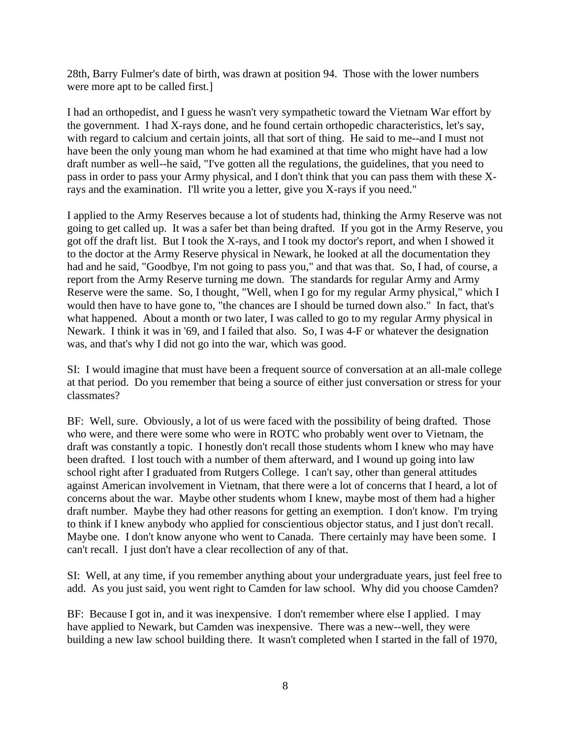28th, Barry Fulmer's date of birth, was drawn at position 94. Those with the lower numbers were more apt to be called first.]

I had an orthopedist, and I guess he wasn't very sympathetic toward the Vietnam War effort by the government. I had X-rays done, and he found certain orthopedic characteristics, let's say, with regard to calcium and certain joints, all that sort of thing. He said to me--and I must not have been the only young man whom he had examined at that time who might have had a low draft number as well--he said, "I've gotten all the regulations, the guidelines, that you need to pass in order to pass your Army physical, and I don't think that you can pass them with these X-rays and the examination. I'll write you a letter, give you X-rays if you need."

I applied to the Army Reserves because a lot of students had, thinking the Army Reserve was not going to get called up. It was a safer bet than being drafted. If you got in the Army Reserve, you got off the draft list. But I took the X-rays, and I took my doctor's report, and when I showed it to the doctor at the Army Reserve physical in Newark, he looked at all the documentation they had and he said, "Goodbye, I'm not going to pass you," and that was that. So, I had, of course, a report from the Army Reserve turning me down. The standards for regular Army and Army Reserve were the same. So, I thought, "Well, when I go for my regular Army physical," which I would then have to have gone to, "the chances are I should be turned down also." In fact, that's what happened. About a month or two later, I was called to go to my regular Army physical in Newark. I think it was in '69, and I failed that also. So, I was 4-F or whatever the designation was, and that's why I did not go into the war, which was good.

SI: I would imagine that must have been a frequent source of conversation at an all-male college at that period. Do you remember that being a source of either just conversation or stress for your classmates?

BF: Well, sure. Obviously, a lot of us were faced with the possibility of being drafted. Those who were, and there were some who were in ROTC who probably went over to Vietnam, the draft was constantly a topic. I honestly don't recall those students whom I knew who may have been drafted. I lost touch with a number of them afterward, and I wound up going into law school right after I graduated from Rutgers College. I can't say, other than general attitudes against American involvement in Vietnam, that there were a lot of concerns that I heard, a lot of concerns about the war. Maybe other students whom I knew, maybe most of them had a higher draft number. Maybe they had other reasons for getting an exemption. I don't know. I'm trying to think if I knew anybody who applied for conscientious objector status, and I just don't recall. Maybe one. I don't know anyone who went to Canada. There certainly may have been some. I can't recall. I just don't have a clear recollection of any of that.

SI: Well, at any time, if you remember anything about your undergraduate years, just feel free to add. As you just said, you went right to Camden for law school. Why did you choose Camden?

BF: Because I got in, and it was inexpensive. I don't remember where else I applied. I may have applied to Newark, but Camden was inexpensive. There was a new--well, they were building a new law school building there. It wasn't completed when I started in the fall of 1970,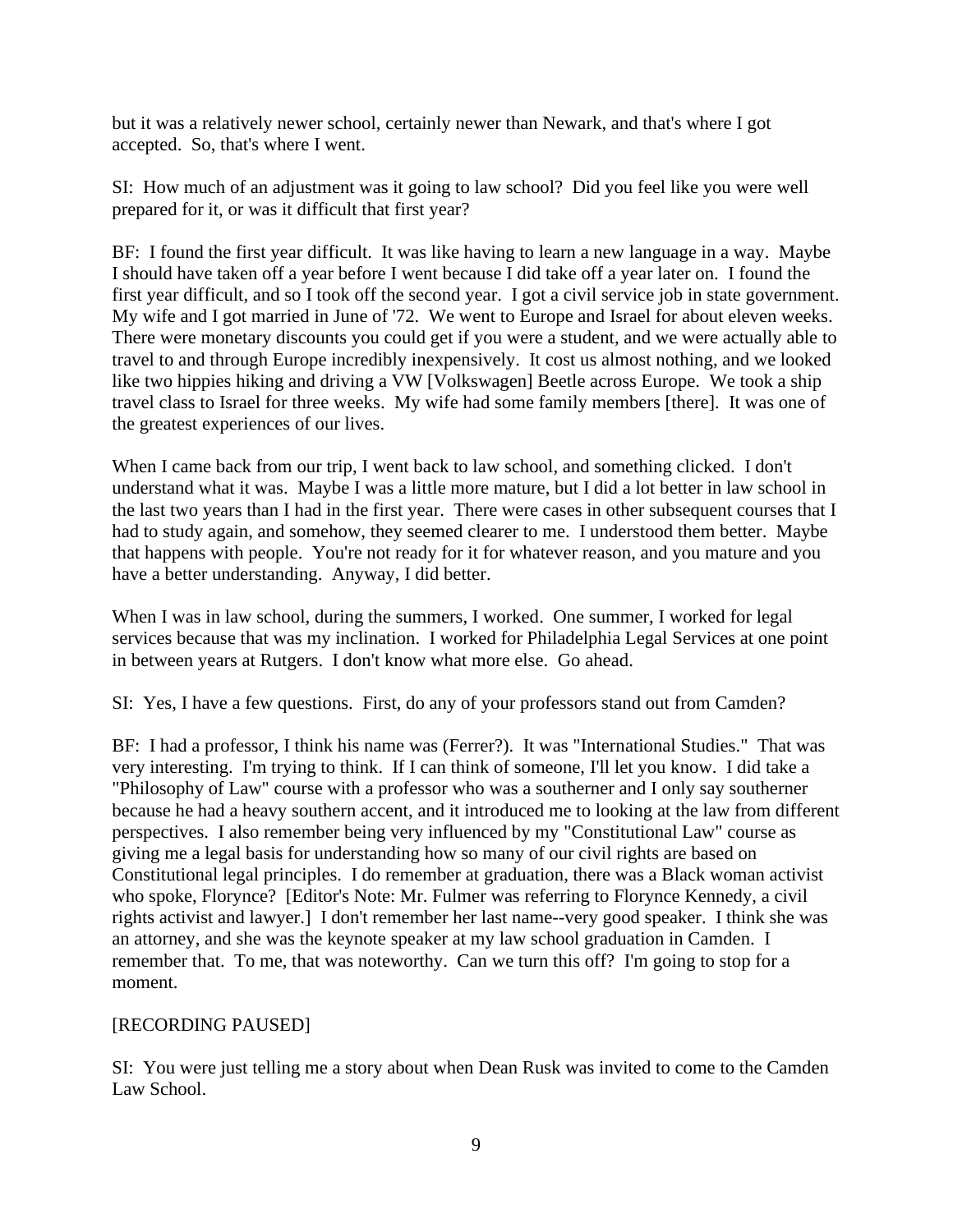but it was a relatively newer school, certainly newer than Newark, and that's where I got accepted. So, that's where I went.

SI: How much of an adjustment was it going to law school? Did you feel like you were well prepared for it, or was it difficult that first year?

BF: I found the first year difficult. It was like having to learn a new language in a way. Maybe I should have taken off a year before I went because I did take off a year later on. I found the first year difficult, and so I took off the second year. I got a civil service job in state government. My wife and I got married in June of '72. We went to Europe and Israel for about eleven weeks. There were monetary discounts you could get if you were a student, and we were actually able to travel to and through Europe incredibly inexpensively. It cost us almost nothing, and we looked like two hippies hiking and driving a VW [Volkswagen] Beetle across Europe. We took a ship travel class to Israel for three weeks. My wife had some family members [there]. It was one of the greatest experiences of our lives.

When I came back from our trip, I went back to law school, and something clicked. I don't understand what it was. Maybe I was a little more mature, but I did a lot better in law school in the last two years than I had in the first year. There were cases in other subsequent courses that I had to study again, and somehow, they seemed clearer to me. I understood them better. Maybe that happens with people. You're not ready for it for whatever reason, and you mature and you have a better understanding. Anyway, I did better.

When I was in law school, during the summers, I worked. One summer, I worked for legal services because that was my inclination. I worked for Philadelphia Legal Services at one point in between years at Rutgers. I don't know what more else. Go ahead.

SI: Yes, I have a few questions. First, do any of your professors stand out from Camden?

BF: I had a professor, I think his name was (Ferrer?). It was "International Studies." That was very interesting. I'm trying to think. If I can think of someone, I'll let you know. I did take a "Philosophy of Law" course with a professor who was a southerner and I only say southerner because he had a heavy southern accent, and it introduced me to looking at the law from different perspectives. I also remember being very influenced by my "Constitutional Law" course as giving me a legal basis for understanding how so many of our civil rights are based on Constitutional legal principles. I do remember at graduation, there was a Black woman activist who spoke, Florynce? [Editor's Note: Mr. Fulmer was referring to Florynce Kennedy, a civil rights activist and lawyer.] I don't remember her last name--very good speaker. I think she was an attorney, and she was the keynote speaker at my law school graduation in Camden. I remember that. To me, that was noteworthy. Can we turn this off? I'm going to stop for a moment.

[RECORDING PAUSED]

SI: You were just telling me a story about when Dean Rusk was invited to come to the Camden Law School.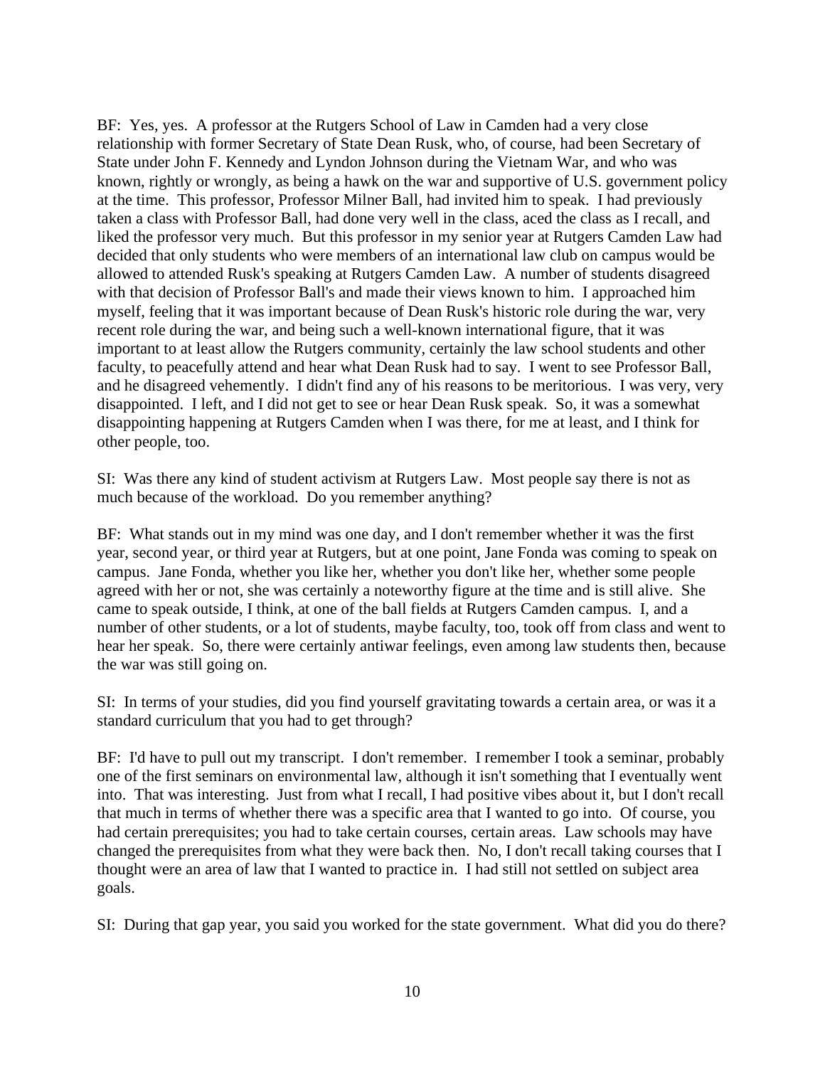BF: Yes, yes. A professor at the Rutgers School of Law in Camden had a very close relationship with former Secretary of State Dean Rusk, who, of course, had been Secretary of State under John F. Kennedy and Lyndon Johnson during the Vietnam War, and who was known, rightly or wrongly, as being a hawk on the war and supportive of U.S. government policy at the time. This professor, Professor Milner Ball, had invited him to speak. I had previously taken a class with Professor Ball, had done very well in the class, aced the class as I recall, and liked the professor very much. But this professor in my senior year at Rutgers Camden Law had decided that only students who were members of an international law club on campus would be allowed to attended Rusk's speaking at Rutgers Camden Law. A number of students disagreed with that decision of Professor Ball's and made their views known to him. I approached him myself, feeling that it was important because of Dean Rusk's historic role during the war, very recent role during the war, and being such a well-known international figure, that it was important to at least allow the Rutgers community, certainly the law school students and other faculty, to peacefully attend and hear what Dean Rusk had to say. I went to see Professor Ball, and he disagreed vehemently. I didn't find any of his reasons to be meritorious. I was very, very disappointed. I left, and I did not get to see or hear Dean Rusk speak. So, it was a somewhat disappointing happening at Rutgers Camden when I was there, for me at least, and I think for other people, too.

SI: Was there any kind of student activism at Rutgers Law. Most people say there is not as much because of the workload. Do you remember anything?

BF: What stands out in my mind was one day, and I don't remember whether it was the first year, second year, or third year at Rutgers, but at one point, Jane Fonda was coming to speak on campus. Jane Fonda, whether you like her, whether you don't like her, whether some people agreed with her or not, she was certainly a noteworthy figure at the time and is still alive. She came to speak outside, I think, at one of the ball fields at Rutgers Camden campus. I, and a number of other students, or a lot of students, maybe faculty, too, took off from class and went to hear her speak. So, there were certainly antiwar feelings, even among law students then, because the war was still going on.

SI: In terms of your studies, did you find yourself gravitating towards a certain area, or was it a standard curriculum that you had to get through?

BF: I'd have to pull out my transcript. I don't remember. I remember I took a seminar, probably one of the first seminars on environmental law, although it isn't something that I eventually went into. That was interesting. Just from what I recall, I had positive vibes about it, but I don't recall that much in terms of whether there was a specific area that I wanted to go into. Of course, you had certain prerequisites; you had to take certain courses, certain areas. Law schools may have changed the prerequisites from what they were back then. No, I don't recall taking courses that I thought were an area of law that I wanted to practice in. I had still not settled on subject area goals.

SI: During that gap year, you said you worked for the state government. What did you do there?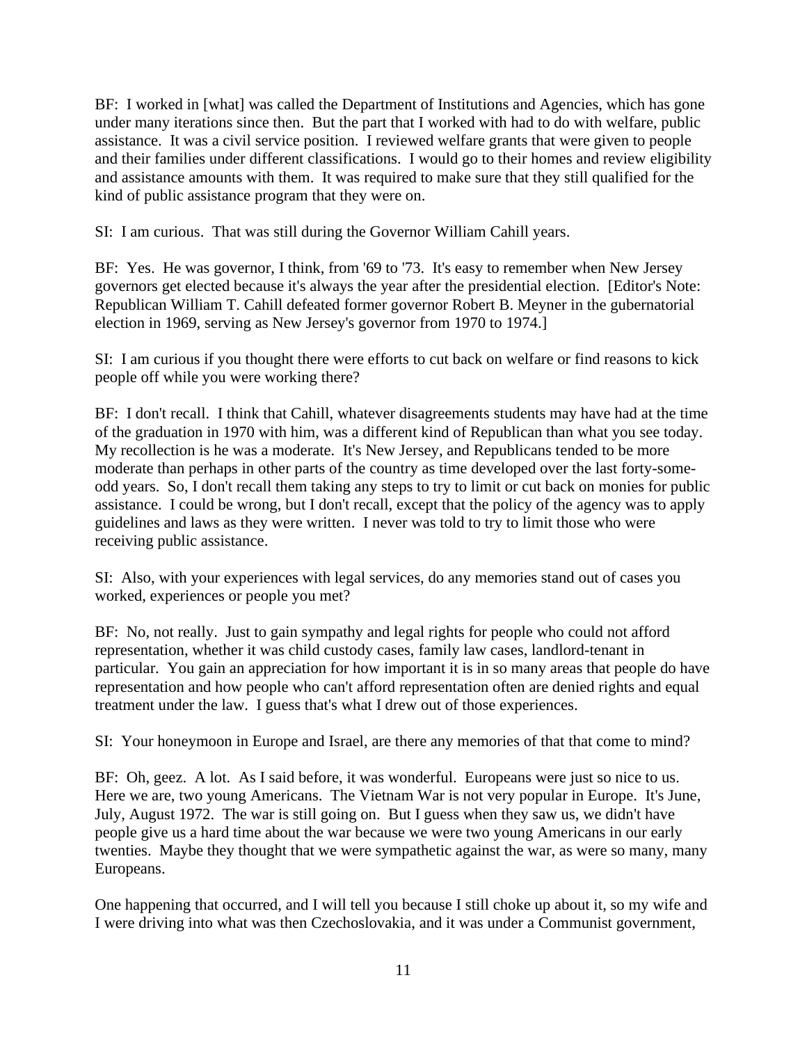BF: I worked in [what] was called the Department of Institutions and Agencies, which has gone under many iterations since then. But the part that I worked with had to do with welfare, public assistance. It was a civil service position. I reviewed welfare grants that were given to people and their families under different classifications. I would go to their homes and review eligibility and assistance amounts with them. It was required to make sure that they still qualified for the kind of public assistance program that they were on.

SI: I am curious. That was still during the Governor William Cahill years.

BF: Yes. He was governor, I think, from '69 to '73. It's easy to remember when New Jersey governors get elected because it's always the year after the presidential election. [Editor's Note: Republican William T. Cahill defeated former governor Robert B. Meyner in the gubernatorial election in 1969, serving as New Jersey's governor from 1970 to 1974.]

SI: I am curious if you thought there were efforts to cut back on welfare or find reasons to kick people off while you were working there?

BF: I don't recall. I think that Cahill, whatever disagreements students may have had at the time of the graduation in 1970 with him, was a different kind of Republican than what you see today. My recollection is he was a moderate. It's New Jersey, and Republicans tended to be more moderate than perhaps in other parts of the country as time developed over the last forty-some-odd years. So, I don't recall them taking any steps to try to limit or cut back on monies for public assistance. I could be wrong, but I don't recall, except that the policy of the agency was to apply guidelines and laws as they were written. I never was told to try to limit those who were receiving public assistance.

SI: Also, with your experiences with legal services, do any memories stand out of cases you worked, experiences or people you met?

BF: No, not really. Just to gain sympathy and legal rights for people who could not afford representation, whether it was child custody cases, family law cases, landlord-tenant in particular. You gain an appreciation for how important it is in so many areas that people do have representation and how people who can't afford representation often are denied rights and equal treatment under the law. I guess that's what I drew out of those experiences.

SI: Your honeymoon in Europe and Israel, are there any memories of that that come to mind?

BF: Oh, geez. A lot. As I said before, it was wonderful. Europeans were just so nice to us. Here we are, two young Americans. The Vietnam War is not very popular in Europe. It's June, July, August 1972. The war is still going on. But I guess when they saw us, we didn't have people give us a hard time about the war because we were two young Americans in our early twenties. Maybe they thought that we were sympathetic against the war, as were so many, many Europeans.

One happening that occurred, and I will tell you because I still choke up about it, so my wife and I were driving into what was then Czechoslovakia, and it was under a Communist government,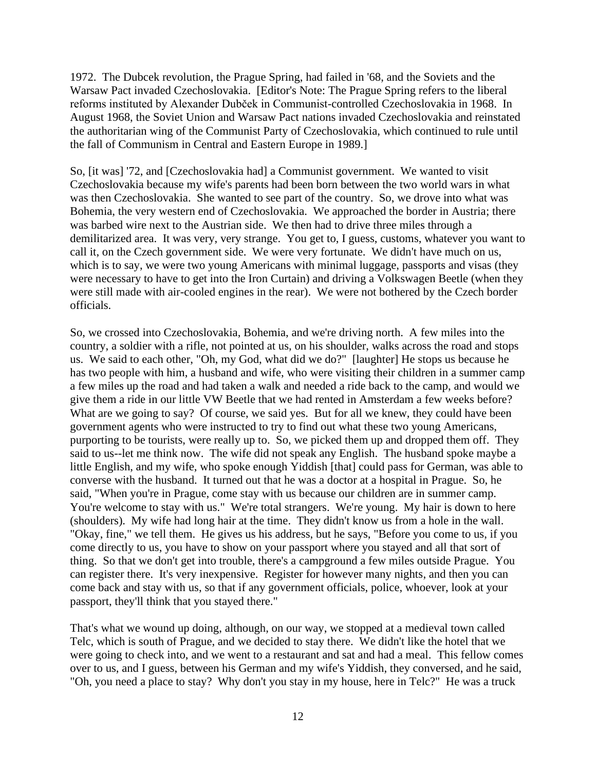1972. The Dubcek revolution, the Prague Spring, had failed in '68, and the Soviets and the Warsaw Pact invaded Czechoslovakia. [Editor's Note: The Prague Spring refers to the liberal reforms instituted by Alexander Dubček in Communist-controlled Czechoslovakia in 1968. In August 1968, the Soviet Union and Warsaw Pact nations invaded Czechoslovakia and reinstated the authoritarian wing of the Communist Party of Czechoslovakia, which continued to rule until the fall of Communism in Central and Eastern Europe in 1989.]

So, [it was] '72, and [Czechoslovakia had] a Communist government. We wanted to visit Czechoslovakia because my wife's parents had been born between the two world wars in what was then Czechoslovakia. She wanted to see part of the country. So, we drove into what was Bohemia, the very western end of Czechoslovakia. We approached the border in Austria; there was barbed wire next to the Austrian side. We then had to drive three miles through a demilitarized area. It was very, very strange. You get to, I guess, customs, whatever you want to call it, on the Czech government side. We were very fortunate. We didn't have much on us, which is to say, we were two young Americans with minimal luggage, passports and visas (they were necessary to have to get into the Iron Curtain) and driving a Volkswagen Beetle (when they were still made with air-cooled engines in the rear). We were not bothered by the Czech border officials.

So, we crossed into Czechoslovakia, Bohemia, and we're driving north. A few miles into the country, a soldier with a rifle, not pointed at us, on his shoulder, walks across the road and stops us. We said to each other, "Oh, my God, what did we do?" [laughter] He stops us because he has two people with him, a husband and wife, who were visiting their children in a summer camp a few miles up the road and had taken a walk and needed a ride back to the camp, and would we give them a ride in our little VW Beetle that we had rented in Amsterdam a few weeks before? What are we going to say? Of course, we said yes. But for all we knew, they could have been government agents who were instructed to try to find out what these two young Americans, purporting to be tourists, were really up to. So, we picked them up and dropped them off. They said to us--let me think now. The wife did not speak any English. The husband spoke maybe a little English, and my wife, who spoke enough Yiddish [that] could pass for German, was able to converse with the husband. It turned out that he was a doctor at a hospital in Prague. So, he said, "When you're in Prague, come stay with us because our children are in summer camp. You're welcome to stay with us." We're total strangers. We're young. My hair is down to here (shoulders). My wife had long hair at the time. They didn't know us from a hole in the wall. "Okay, fine," we tell them. He gives us his address, but he says, "Before you come to us, if you come directly to us, you have to show on your passport where you stayed and all that sort of thing. So that we don't get into trouble, there's a campground a few miles outside Prague. You can register there. It's very inexpensive. Register for however many nights, and then you can come back and stay with us, so that if any government officials, police, whoever, look at your passport, they'll think that you stayed there."

That's what we wound up doing, although, on our way, we stopped at a medieval town called Telc, which is south of Prague, and we decided to stay there. We didn't like the hotel that we were going to check into, and we went to a restaurant and sat and had a meal. This fellow comes over to us, and I guess, between his German and my wife's Yiddish, they conversed, and he said, "Oh, you need a place to stay? Why don't you stay in my house, here in Telc?" He was a truck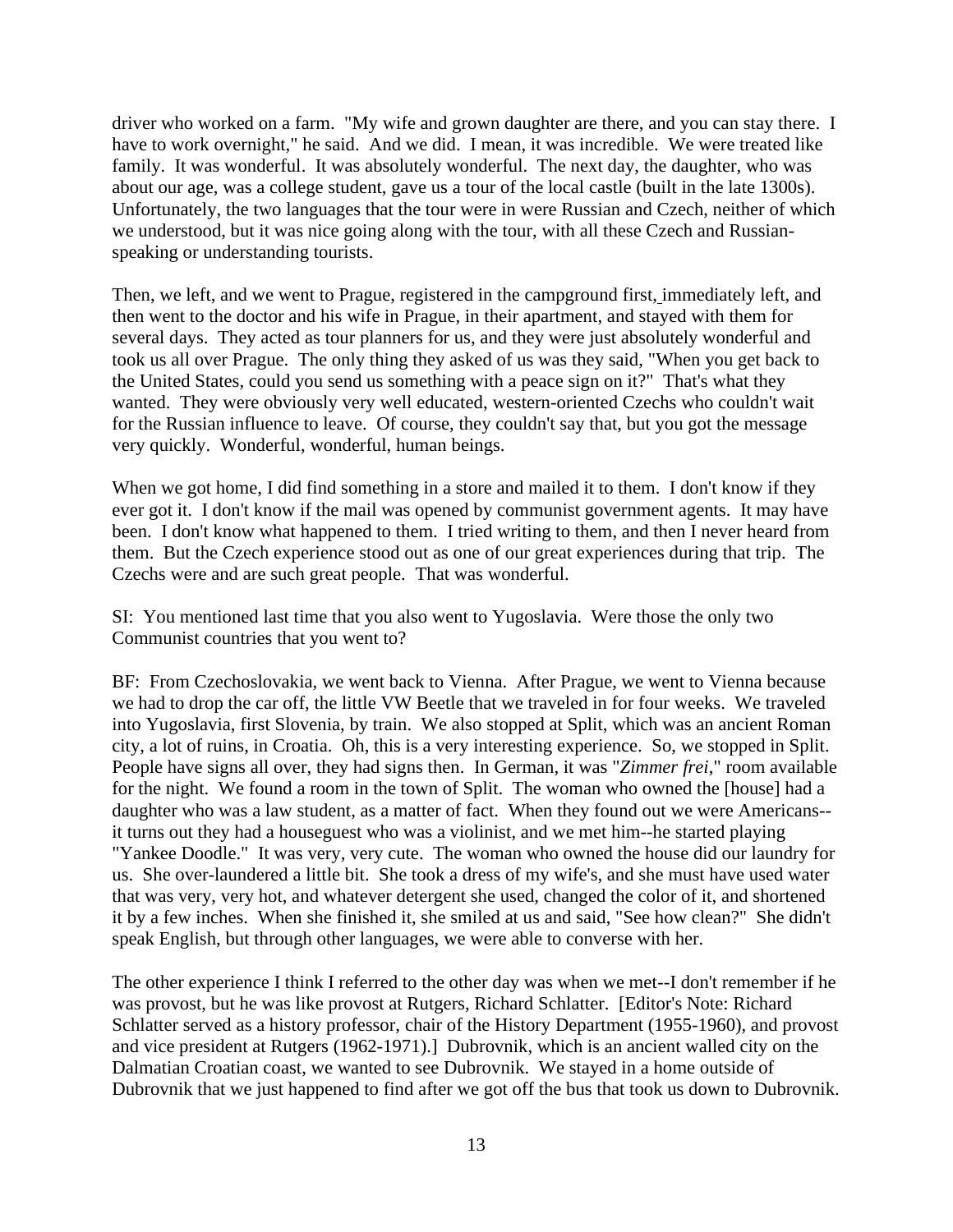driver who worked on a farm. "My wife and grown daughter are there, and you can stay there. I have to work overnight," he said. And we did. I mean, it was incredible. We were treated like family. It was wonderful. It was absolutely wonderful. The next day, the daughter, who was about our age, was a college student, gave us a tour of the local castle (built in the late 1300s). Unfortunately, the two languages that the tour were in were Russian and Czech, neither of which we understood, but it was nice going along with the tour, with all these Czech and Russian-speaking or understanding tourists.

Then, we left, and we went to Prague, registered in the campground first, immediately left, and then went to the doctor and his wife in Prague, in their apartment, and stayed with them for several days. They acted as tour planners for us, and they were just absolutely wonderful and took us all over Prague. The only thing they asked of us was they said, "When you get back to the United States, could you send us something with a peace sign on it?" That's what they wanted. They were obviously very well educated, western-oriented Czechs who couldn't wait for the Russian influence to leave. Of course, they couldn't say that, but you got the message very quickly. Wonderful, wonderful, human beings.

When we got home, I did find something in a store and mailed it to them. I don't know if they ever got it. I don't know if the mail was opened by communist government agents. It may have been. I don't know what happened to them. I tried writing to them, and then I never heard from them. But the Czech experience stood out as one of our great experiences during that trip. The Czechs were and are such great people. That was wonderful.

SI: You mentioned last time that you also went to Yugoslavia. Were those the only two Communist countries that you went to?

BF: From Czechoslovakia, we went back to Vienna. After Prague, we went to Vienna because we had to drop the car off, the little VW Beetle that we traveled in for four weeks. We traveled into Yugoslavia, first Slovenia, by train. We also stopped at Split, which was an ancient Roman city, a lot of ruins, in Croatia. Oh, this is a very interesting experience. So, we stopped in Split. People have signs all over, they had signs then. In German, it was "*Zimmer frei*," room available for the night. We found a room in the town of Split. The woman who owned the [house] had a daughter who was a law student, as a matter of fact. When they found out we were Americans--it turns out they had a houseguest who was a violinist, and we met him--he started playing "Yankee Doodle." It was very, very cute. The woman who owned the house did our laundry for us. She over-laundered a little bit. She took a dress of my wife's, and she must have used water that was very, very hot, and whatever detergent she used, changed the color of it, and shortened it by a few inches. When she finished it, she smiled at us and said, "See how clean?" She didn't speak English, but through other languages, we were able to converse with her.

The other experience I think I referred to the other day was when we met--I don't remember if he was provost, but he was like provost at Rutgers, Richard Schlatter. [Editor's Note: Richard Schlatter served as a history professor, chair of the History Department (1955-1960), and provost and vice president at Rutgers (1962-1971).] Dubrovnik, which is an ancient walled city on the Dalmatian Croatian coast, we wanted to see Dubrovnik. We stayed in a home outside of Dubrovnik that we just happened to find after we got off the bus that took us down to Dubrovnik.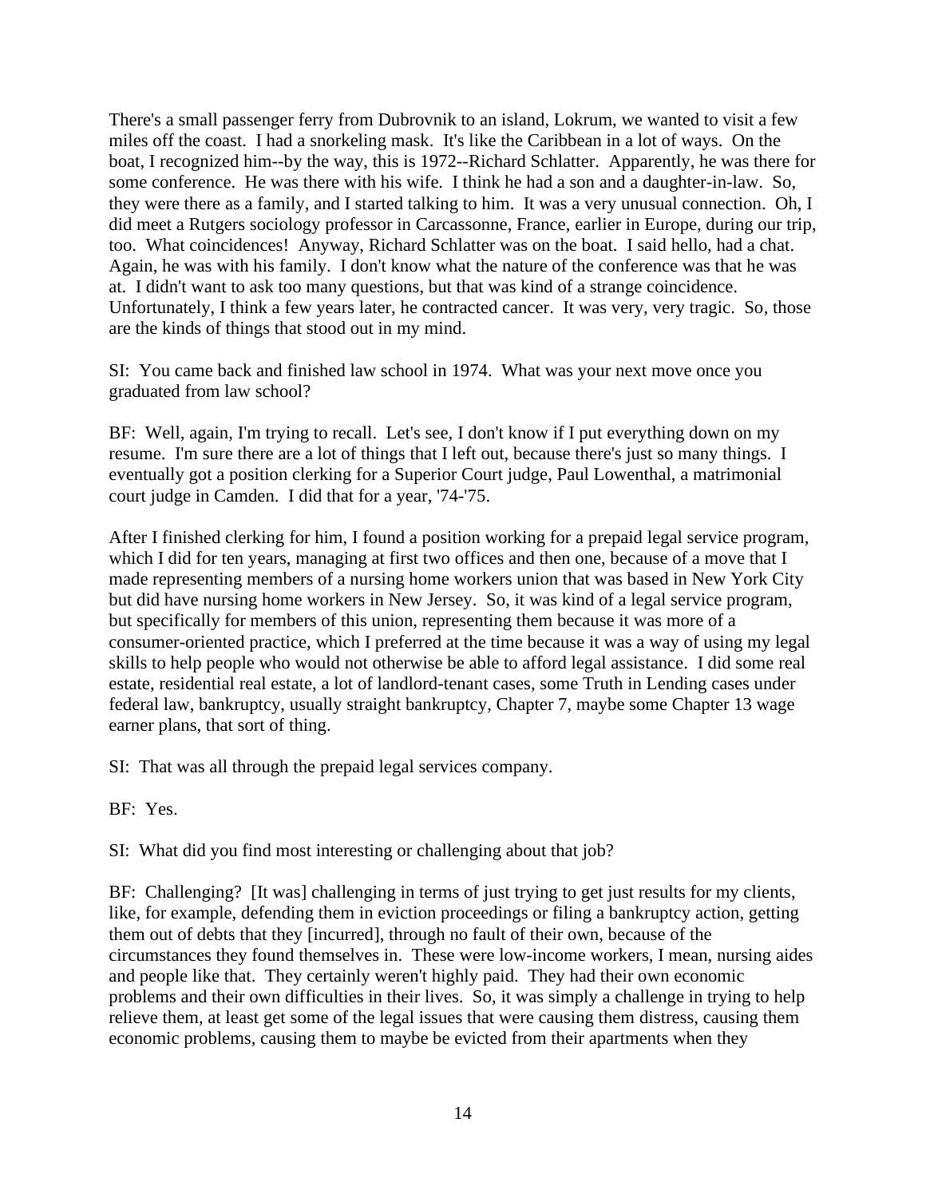There's a small passenger ferry from Dubrovnik to an island, Lokrum, we wanted to visit a few miles off the coast. I had a snorkeling mask. It's like the Caribbean in a lot of ways. On the boat, I recognized him--by the way, this is 1972--Richard Schlatter. Apparently, he was there for some conference. He was there with his wife. I think he had a son and a daughter-in-law. So, they were there as a family, and I started talking to him. It was a very unusual connection. Oh, I did meet a Rutgers sociology professor in Carcassonne, France, earlier in Europe, during our trip, too. What coincidences! Anyway, Richard Schlatter was on the boat. I said hello, had a chat. Again, he was with his family. I don't know what the nature of the conference was that he was at. I didn't want to ask too many questions, but that was kind of a strange coincidence. Unfortunately, I think a few years later, he contracted cancer. It was very, very tragic. So, those are the kinds of things that stood out in my mind.

SI: You came back and finished law school in 1974. What was your next move once you graduated from law school?

BF: Well, again, I'm trying to recall. Let's see, I don't know if I put everything down on my resume. I'm sure there are a lot of things that I left out, because there's just so many things. I eventually got a position clerking for a Superior Court judge, Paul Lowenthal, a matrimonial court judge in Camden. I did that for a year, '74-'75.

After I finished clerking for him, I found a position working for a prepaid legal service program, which I did for ten years, managing at first two offices and then one, because of a move that I made representing members of a nursing home workers union that was based in New York City but did have nursing home workers in New Jersey. So, it was kind of a legal service program, but specifically for members of this union, representing them because it was more of a consumer-oriented practice, which I preferred at the time because it was a way of using my legal skills to help people who would not otherwise be able to afford legal assistance. I did some real estate, residential real estate, a lot of landlord-tenant cases, some Truth in Lending cases under federal law, bankruptcy, usually straight bankruptcy, Chapter 7, maybe some Chapter 13 wage earner plans, that sort of thing.

SI: That was all through the prepaid legal services company.

BF: Yes.

SI: What did you find most interesting or challenging about that job?

BF: Challenging? [It was] challenging in terms of just trying to get just results for my clients, like, for example, defending them in eviction proceedings or filing a bankruptcy action, getting them out of debts that they [incurred], through no fault of their own, because of the circumstances they found themselves in. These were low-income workers, I mean, nursing aides and people like that. They certainly weren't highly paid. They had their own economic problems and their own difficulties in their lives. So, it was simply a challenge in trying to help relieve them, at least get some of the legal issues that were causing them distress, causing them economic problems, causing them to maybe be evicted from their apartments when they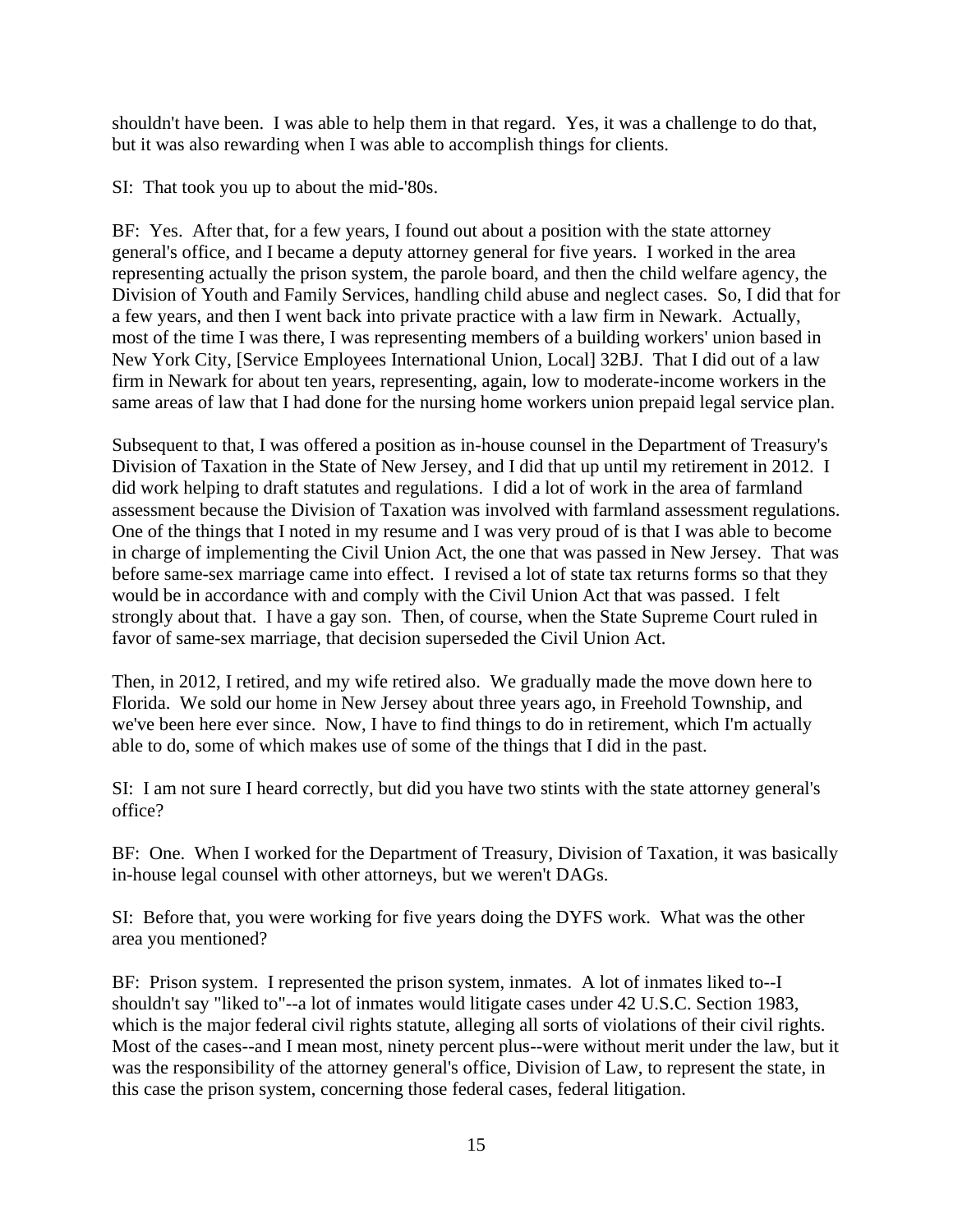shouldn't have been. I was able to help them in that regard. Yes, it was a challenge to do that, but it was also rewarding when I was able to accomplish things for clients.

SI: That took you up to about the mid-'80s.

BF: Yes. After that, for a few years, I found out about a position with the state attorney general's office, and I became a deputy attorney general for five years. I worked in the area representing actually the prison system, the parole board, and then the child welfare agency, the Division of Youth and Family Services, handling child abuse and neglect cases. So, I did that for a few years, and then I went back into private practice with a law firm in Newark. Actually, most of the time I was there, I was representing members of a building workers' union based in New York City, [Service Employees International Union, Local] 32BJ. That I did out of a law firm in Newark for about ten years, representing, again, low to moderate-income workers in the same areas of law that I had done for the nursing home workers union prepaid legal service plan.

Subsequent to that, I was offered a position as in-house counsel in the Department of Treasury's Division of Taxation in the State of New Jersey, and I did that up until my retirement in 2012. I did work helping to draft statutes and regulations. I did a lot of work in the area of farmland assessment because the Division of Taxation was involved with farmland assessment regulations. One of the things that I noted in my resume and I was very proud of is that I was able to become in charge of implementing the Civil Union Act, the one that was passed in New Jersey. That was before same-sex marriage came into effect. I revised a lot of state tax returns forms so that they would be in accordance with and comply with the Civil Union Act that was passed. I felt strongly about that. I have a gay son. Then, of course, when the State Supreme Court ruled in favor of same-sex marriage, that decision superseded the Civil Union Act.

Then, in 2012, I retired, and my wife retired also. We gradually made the move down here to Florida. We sold our home in New Jersey about three years ago, in Freehold Township, and we've been here ever since. Now, I have to find things to do in retirement, which I'm actually able to do, some of which makes use of some of the things that I did in the past.

SI: I am not sure I heard correctly, but did you have two stints with the state attorney general's office?

BF: One. When I worked for the Department of Treasury, Division of Taxation, it was basically in-house legal counsel with other attorneys, but we weren't DAGs.

SI: Before that, you were working for five years doing the DYFS work. What was the other area you mentioned?

BF: Prison system. I represented the prison system, inmates. A lot of inmates liked to--I shouldn't say "liked to"--a lot of inmates would litigate cases under 42 U.S.C. Section 1983, which is the major federal civil rights statute, alleging all sorts of violations of their civil rights. Most of the cases--and I mean most, ninety percent plus--were without merit under the law, but it was the responsibility of the attorney general's office, Division of Law, to represent the state, in this case the prison system, concerning those federal cases, federal litigation.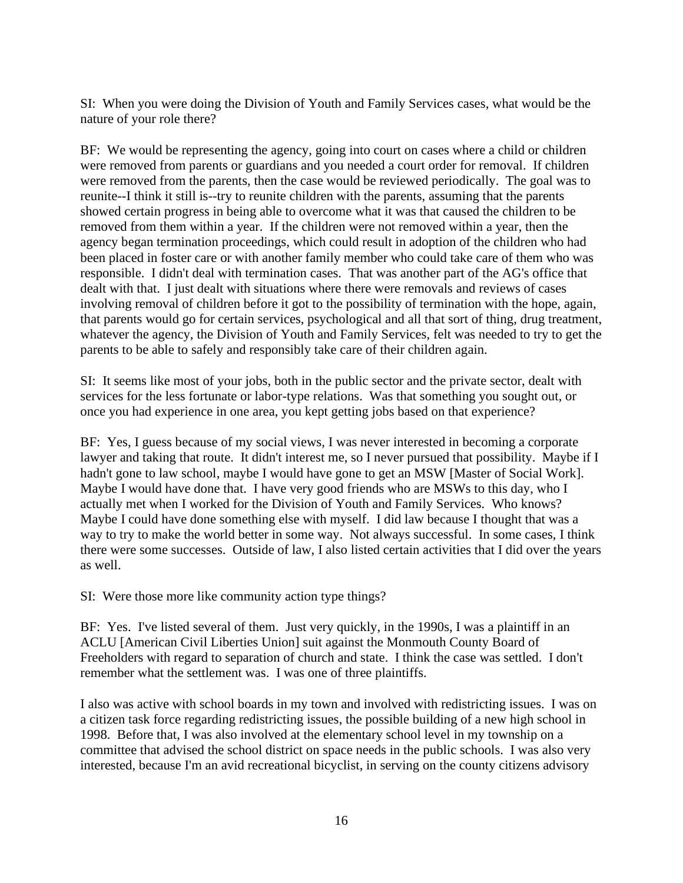SI: When you were doing the Division of Youth and Family Services cases, what would be the nature of your role there?

BF: We would be representing the agency, going into court on cases where a child or children were removed from parents or guardians and you needed a court order for removal. If children were removed from the parents, then the case would be reviewed periodically. The goal was to reunite--I think it still is--try to reunite children with the parents, assuming that the parents showed certain progress in being able to overcome what it was that caused the children to be removed from them within a year. If the children were not removed within a year, then the agency began termination proceedings, which could result in adoption of the children who had been placed in foster care or with another family member who could take care of them who was responsible. I didn't deal with termination cases. That was another part of the AG's office that dealt with that. I just dealt with situations where there were removals and reviews of cases involving removal of children before it got to the possibility of termination with the hope, again, that parents would go for certain services, psychological and all that sort of thing, drug treatment, whatever the agency, the Division of Youth and Family Services, felt was needed to try to get the parents to be able to safely and responsibly take care of their children again.

SI: It seems like most of your jobs, both in the public sector and the private sector, dealt with services for the less fortunate or labor-type relations. Was that something you sought out, or once you had experience in one area, you kept getting jobs based on that experience?

BF: Yes, I guess because of my social views, I was never interested in becoming a corporate lawyer and taking that route. It didn't interest me, so I never pursued that possibility. Maybe if I hadn't gone to law school, maybe I would have gone to get an MSW [Master of Social Work]. Maybe I would have done that. I have very good friends who are MSWs to this day, who I actually met when I worked for the Division of Youth and Family Services. Who knows? Maybe I could have done something else with myself. I did law because I thought that was a way to try to make the world better in some way. Not always successful. In some cases, I think there were some successes. Outside of law, I also listed certain activities that I did over the years as well.

SI: Were those more like community action type things?

BF: Yes. I've listed several of them. Just very quickly, in the 1990s, I was a plaintiff in an ACLU [American Civil Liberties Union] suit against the Monmouth County Board of Freeholders with regard to separation of church and state. I think the case was settled. I don't remember what the settlement was. I was one of three plaintiffs.

I also was active with school boards in my town and involved with redistricting issues. I was on a citizen task force regarding redistricting issues, the possible building of a new high school in 1998. Before that, I was also involved at the elementary school level in my township on a committee that advised the school district on space needs in the public schools. I was also very interested, because I'm an avid recreational bicyclist, in serving on the county citizens advisory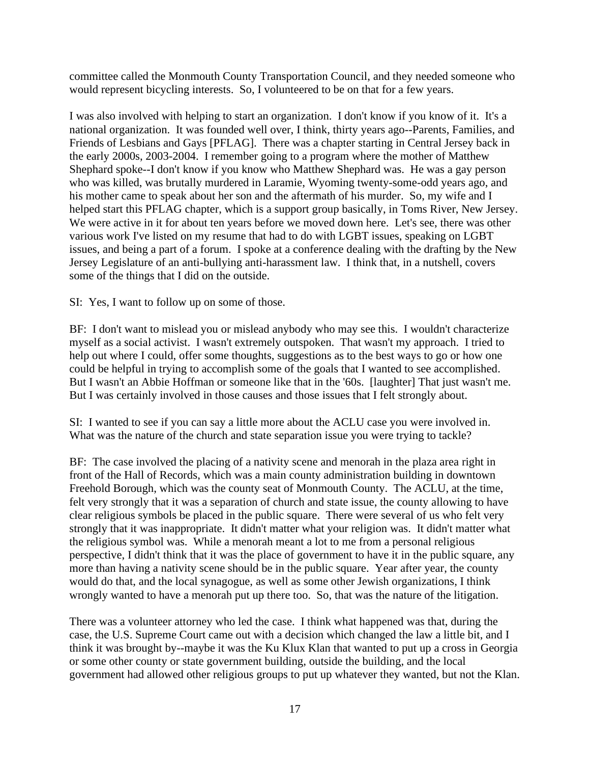committee called the Monmouth County Transportation Council, and they needed someone who would represent bicycling interests. So, I volunteered to be on that for a few years.

I was also involved with helping to start an organization. I don't know if you know of it. It's a national organization. It was founded well over, I think, thirty years ago--Parents, Families, and Friends of Lesbians and Gays [PFLAG]. There was a chapter starting in Central Jersey back in the early 2000s, 2003-2004. I remember going to a program where the mother of Matthew Shephard spoke--I don't know if you know who Matthew Shephard was. He was a gay person who was killed, was brutally murdered in Laramie, Wyoming twenty-some-odd years ago, and his mother came to speak about her son and the aftermath of his murder. So, my wife and I helped start this PFLAG chapter, which is a support group basically, in Toms River, New Jersey. We were active in it for about ten years before we moved down here. Let's see, there was other various work I've listed on my resume that had to do with LGBT issues, speaking on LGBT issues, and being a part of a forum. I spoke at a conference dealing with the drafting by the New Jersey Legislature of an anti-bullying anti-harassment law. I think that, in a nutshell, covers some of the things that I did on the outside.

SI: Yes, I want to follow up on some of those.

BF: I don't want to mislead you or mislead anybody who may see this. I wouldn't characterize myself as a social activist. I wasn't extremely outspoken. That wasn't my approach. I tried to help out where I could, offer some thoughts, suggestions as to the best ways to go or how one could be helpful in trying to accomplish some of the goals that I wanted to see accomplished. But I wasn't an Abbie Hoffman or someone like that in the '60s. [laughter] That just wasn't me. But I was certainly involved in those causes and those issues that I felt strongly about.

SI: I wanted to see if you can say a little more about the ACLU case you were involved in. What was the nature of the church and state separation issue you were trying to tackle?

BF: The case involved the placing of a nativity scene and menorah in the plaza area right in front of the Hall of Records, which was a main county administration building in downtown Freehold Borough, which was the county seat of Monmouth County. The ACLU, at the time, felt very strongly that it was a separation of church and state issue, the county allowing to have clear religious symbols be placed in the public square. There were several of us who felt very strongly that it was inappropriate. It didn't matter what your religion was. It didn't matter what the religious symbol was. While a menorah meant a lot to me from a personal religious perspective, I didn't think that it was the place of government to have it in the public square, any more than having a nativity scene should be in the public square. Year after year, the county would do that, and the local synagogue, as well as some other Jewish organizations, I think wrongly wanted to have a menorah put up there too. So, that was the nature of the litigation.

There was a volunteer attorney who led the case. I think what happened was that, during the case, the U.S. Supreme Court came out with a decision which changed the law a little bit, and I think it was brought by--maybe it was the Ku Klux Klan that wanted to put up a cross in Georgia or some other county or state government building, outside the building, and the local government had allowed other religious groups to put up whatever they wanted, but not the Klan.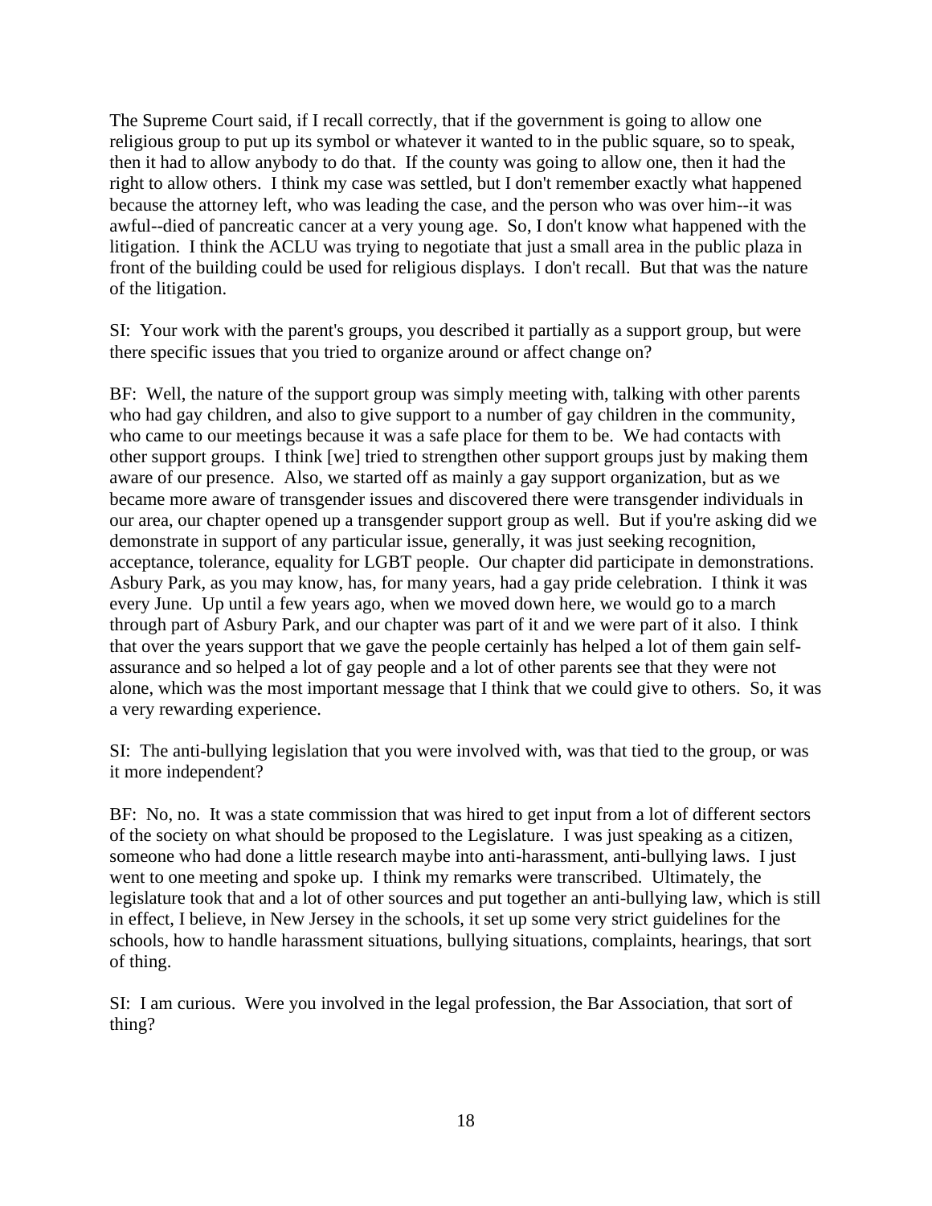The Supreme Court said, if I recall correctly, that if the government is going to allow one religious group to put up its symbol or whatever it wanted to in the public square, so to speak, then it had to allow anybody to do that. If the county was going to allow one, then it had the right to allow others. I think my case was settled, but I don't remember exactly what happened because the attorney left, who was leading the case, and the person who was over him--it was awful--died of pancreatic cancer at a very young age. So, I don't know what happened with the litigation. I think the ACLU was trying to negotiate that just a small area in the public plaza in front of the building could be used for religious displays. I don't recall. But that was the nature of the litigation.

SI: Your work with the parent's groups, you described it partially as a support group, but were there specific issues that you tried to organize around or affect change on?

BF: Well, the nature of the support group was simply meeting with, talking with other parents who had gay children, and also to give support to a number of gay children in the community, who came to our meetings because it was a safe place for them to be. We had contacts with other support groups. I think [we] tried to strengthen other support groups just by making them aware of our presence. Also, we started off as mainly a gay support organization, but as we became more aware of transgender issues and discovered there were transgender individuals in our area, our chapter opened up a transgender support group as well. But if you're asking did we demonstrate in support of any particular issue, generally, it was just seeking recognition, acceptance, tolerance, equality for LGBT people. Our chapter did participate in demonstrations. Asbury Park, as you may know, has, for many years, had a gay pride celebration. I think it was every June. Up until a few years ago, when we moved down here, we would go to a march through part of Asbury Park, and our chapter was part of it and we were part of it also. I think that over the years support that we gave the people certainly has helped a lot of them gain self-assurance and so helped a lot of gay people and a lot of other parents see that they were not alone, which was the most important message that I think that we could give to others. So, it was a very rewarding experience.

SI: The anti-bullying legislation that you were involved with, was that tied to the group, or was it more independent?

BF: No, no. It was a state commission that was hired to get input from a lot of different sectors of the society on what should be proposed to the Legislature. I was just speaking as a citizen, someone who had done a little research maybe into anti-harassment, anti-bullying laws. I just went to one meeting and spoke up. I think my remarks were transcribed. Ultimately, the legislature took that and a lot of other sources and put together an anti-bullying law, which is still in effect, I believe, in New Jersey in the schools, it set up some very strict guidelines for the schools, how to handle harassment situations, bullying situations, complaints, hearings, that sort of thing.

SI: I am curious. Were you involved in the legal profession, the Bar Association, that sort of thing?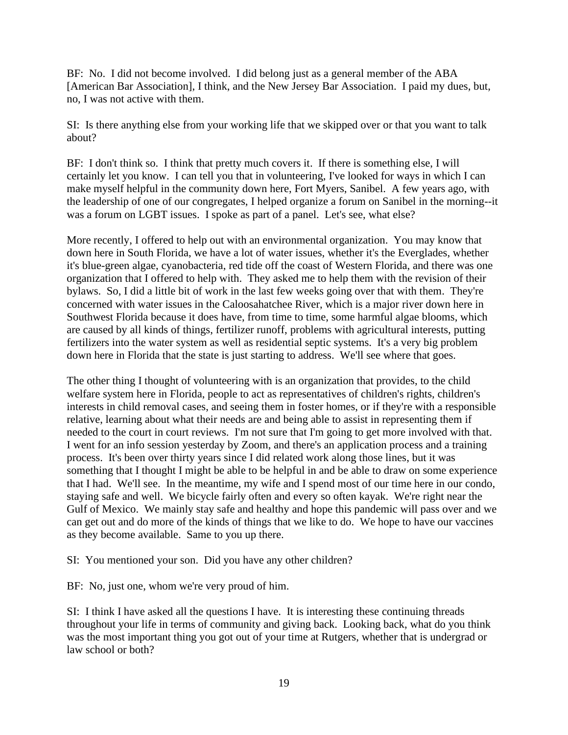BF: No. I did not become involved. I did belong just as a general member of the ABA [American Bar Association], I think, and the New Jersey Bar Association. I paid my dues, but, no, I was not active with them.

SI: Is there anything else from your working life that we skipped over or that you want to talk about?

BF: I don't think so. I think that pretty much covers it. If there is something else, I will certainly let you know. I can tell you that in volunteering, I've looked for ways in which I can make myself helpful in the community down here, Fort Myers, Sanibel. A few years ago, with the leadership of one of our congregates, I helped organize a forum on Sanibel in the morning--it was a forum on LGBT issues. I spoke as part of a panel. Let's see, what else?

More recently, I offered to help out with an environmental organization. You may know that down here in South Florida, we have a lot of water issues, whether it's the Everglades, whether it's blue-green algae, cyanobacteria, red tide off the coast of Western Florida, and there was one organization that I offered to help with. They asked me to help them with the revision of their bylaws. So, I did a little bit of work in the last few weeks going over that with them. They're concerned with water issues in the Caloosahatchee River, which is a major river down here in Southwest Florida because it does have, from time to time, some harmful algae blooms, which are caused by all kinds of things, fertilizer runoff, problems with agricultural interests, putting fertilizers into the water system as well as residential septic systems. It's a very big problem down here in Florida that the state is just starting to address. We'll see where that goes.

The other thing I thought of volunteering with is an organization that provides, to the child welfare system here in Florida, people to act as representatives of children's rights, children's interests in child removal cases, and seeing them in foster homes, or if they're with a responsible relative, learning about what their needs are and being able to assist in representing them if needed to the court in court reviews. I'm not sure that I'm going to get more involved with that. I went for an info session yesterday by Zoom, and there's an application process and a training process. It's been over thirty years since I did related work along those lines, but it was something that I thought I might be able to be helpful in and be able to draw on some experience that I had. We'll see. In the meantime, my wife and I spend most of our time here in our condo, staying safe and well. We bicycle fairly often and every so often kayak. We're right near the Gulf of Mexico. We mainly stay safe and healthy and hope this pandemic will pass over and we can get out and do more of the kinds of things that we like to do. We hope to have our vaccines as they become available. Same to you up there.

SI: You mentioned your son. Did you have any other children?

BF: No, just one, whom we're very proud of him.

SI: I think I have asked all the questions I have. It is interesting these continuing threads throughout your life in terms of community and giving back. Looking back, what do you think was the most important thing you got out of your time at Rutgers, whether that is undergrad or law school or both?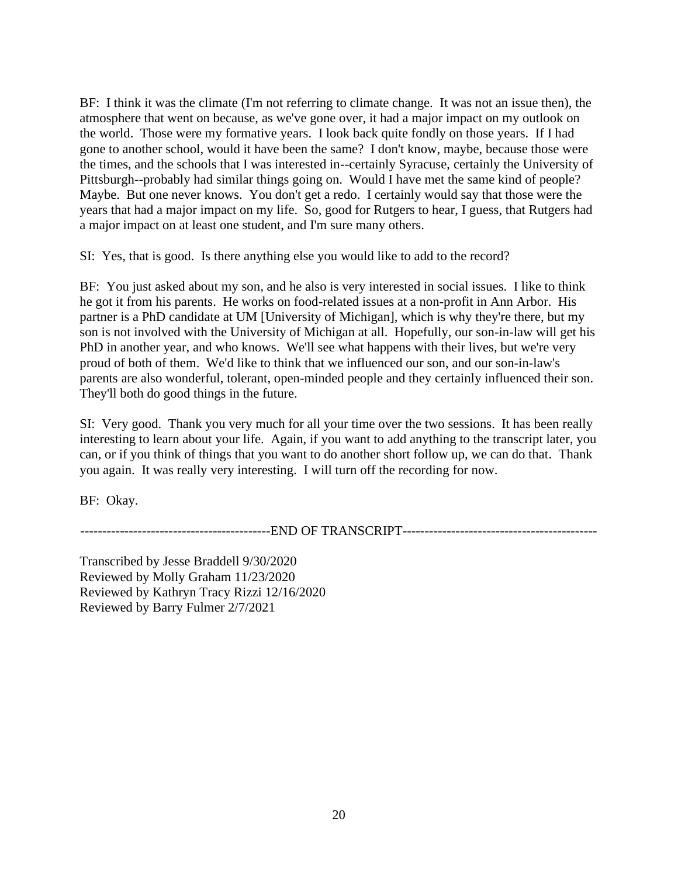BF: I think it was the climate (I'm not referring to climate change. It was not an issue then), the atmosphere that went on because, as we've gone over, it had a major impact on my outlook on the world. Those were my formative years. I look back quite fondly on those years. If I had gone to another school, would it have been the same? I don't know, maybe, because those were the times, and the schools that I was interested in--certainly Syracuse, certainly the University of Pittsburgh--probably had similar things going on. Would I have met the same kind of people? Maybe. But one never knows. You don't get a redo. I certainly would say that those were the years that had a major impact on my life. So, good for Rutgers to hear, I guess, that Rutgers had a major impact on at least one student, and I'm sure many others.

SI: Yes, that is good. Is there anything else you would like to add to the record?

BF: You just asked about my son, and he also is very interested in social issues. I like to think he got it from his parents. He works on food-related issues at a non-profit in Ann Arbor. His partner is a PhD candidate at UM [University of Michigan], which is why they're there, but my son is not involved with the University of Michigan at all. Hopefully, our son-in-law will get his PhD in another year, and who knows. We'll see what happens with their lives, but we're very proud of both of them. We'd like to think that we influenced our son, and our son-in-law's parents are also wonderful, tolerant, open-minded people and they certainly influenced their son. They'll both do good things in the future.

SI: Very good. Thank you very much for all your time over the two sessions. It has been really interesting to learn about your life. Again, if you want to add anything to the transcript later, you can, or if you think of things that you want to do another short follow up, we can do that. Thank you again. It was really very interesting. I will turn off the recording for now.

BF: Okay.

-------------------------------------------END OF TRANSCRIPT--------------------------------------------

Transcribed by Jesse Braddell 9/30/2020
Reviewed by Molly Graham 11/23/2020
Reviewed by Kathryn Tracy Rizzi 12/16/2020
Reviewed by Barry Fulmer 2/7/2021